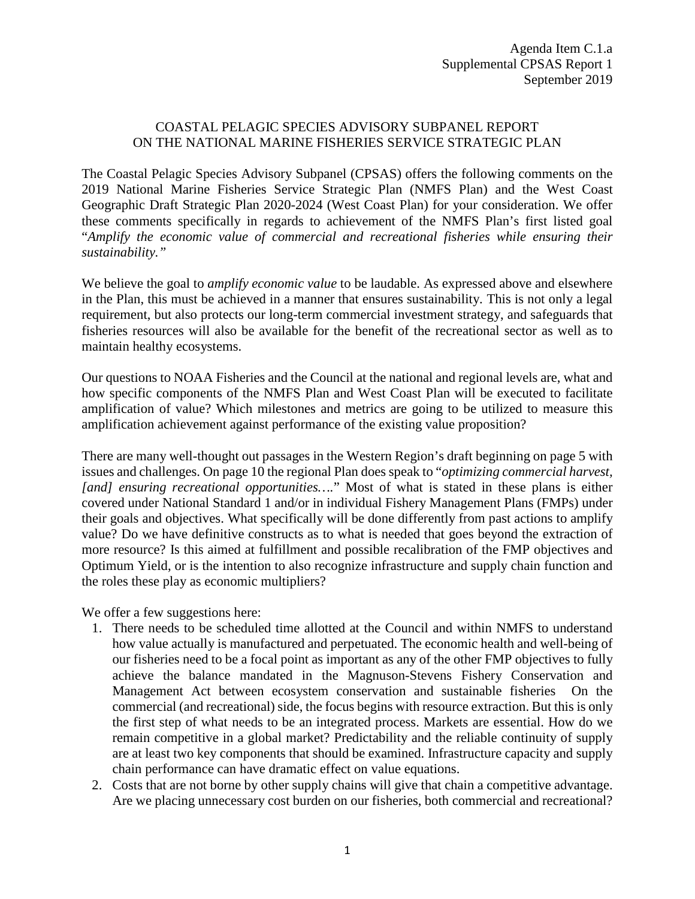Agenda Item C.1.a
Supplemental CPSAS Report 1
September 2019

# COASTAL PELAGIC SPECIES ADVISORY SUBPANEL REPORT ON THE NATIONAL MARINE FISHERIES SERVICE STRATEGIC PLAN

The Coastal Pelagic Species Advisory Subpanel (CPSAS) offers the following comments on the 2019 National Marine Fisheries Service Strategic Plan (NMFS Plan) and the West Coast Geographic Draft Strategic Plan 2020-2024 (West Coast Plan) for your consideration. We offer these comments specifically in regards to achievement of the NMFS Plan's first listed goal "*Amplify the economic value of commercial and recreational fisheries while ensuring their sustainability.*"

We believe the goal to *amplify economic value* to be laudable. As expressed above and elsewhere in the Plan, this must be achieved in a manner that ensures sustainability. This is not only a legal requirement, but also protects our long-term commercial investment strategy, and safeguards that fisheries resources will also be available for the benefit of the recreational sector as well as to maintain healthy ecosystems.

Our questions to NOAA Fisheries and the Council at the national and regional levels are, what and how specific components of the NMFS Plan and West Coast Plan will be executed to facilitate amplification of value? Which milestones and metrics are going to be utilized to measure this amplification achievement against performance of the existing value proposition?

There are many well-thought out passages in the Western Region's draft beginning on page 5 with issues and challenges. On page 10 the regional Plan does speak to "*optimizing commercial harvest, [and] ensuring recreational opportunities….*" Most of what is stated in these plans is either covered under National Standard 1 and/or in individual Fishery Management Plans (FMPs) under their goals and objectives. What specifically will be done differently from past actions to amplify value? Do we have definitive constructs as to what is needed that goes beyond the extraction of more resource? Is this aimed at fulfillment and possible recalibration of the FMP objectives and Optimum Yield, or is the intention to also recognize infrastructure and supply chain function and the roles these play as economic multipliers?

We offer a few suggestions here:

1. There needs to be scheduled time allotted at the Council and within NMFS to understand how value actually is manufactured and perpetuated. The economic health and well-being of our fisheries need to be a focal point as important as any of the other FMP objectives to fully achieve the balance mandated in the Magnuson-Stevens Fishery Conservation and Management Act between ecosystem conservation and sustainable fisheries On the commercial (and recreational) side, the focus begins with resource extraction. But this is only the first step of what needs to be an integrated process. Markets are essential. How do we remain competitive in a global market? Predictability and the reliable continuity of supply are at least two key components that should be examined. Infrastructure capacity and supply chain performance can have dramatic effect on value equations.
2. Costs that are not borne by other supply chains will give that chain a competitive advantage. Are we placing unnecessary cost burden on our fisheries, both commercial and recreational?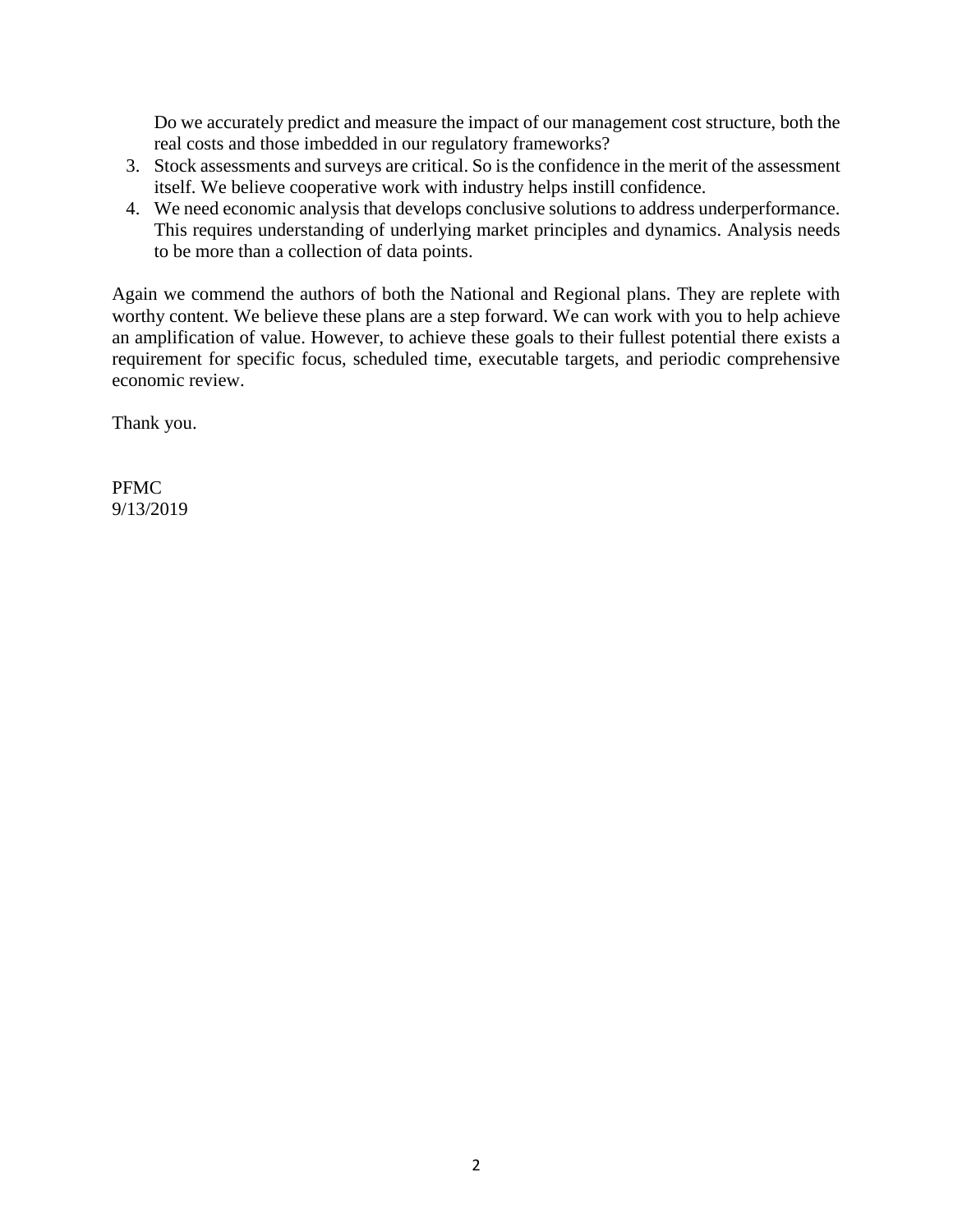Do we accurately predict and measure the impact of our management cost structure, both the real costs and those imbedded in our regulatory frameworks?

3. Stock assessments and surveys are critical. So is the confidence in the merit of the assessment itself. We believe cooperative work with industry helps instill confidence.
4. We need economic analysis that develops conclusive solutions to address underperformance. This requires understanding of underlying market principles and dynamics. Analysis needs to be more than a collection of data points.

Again we commend the authors of both the National and Regional plans. They are replete with worthy content. We believe these plans are a step forward. We can work with you to help achieve an amplification of value. However, to achieve these goals to their fullest potential there exists a requirement for specific focus, scheduled time, executable targets, and periodic comprehensive economic review.

Thank you.

PFMC
9/13/2019